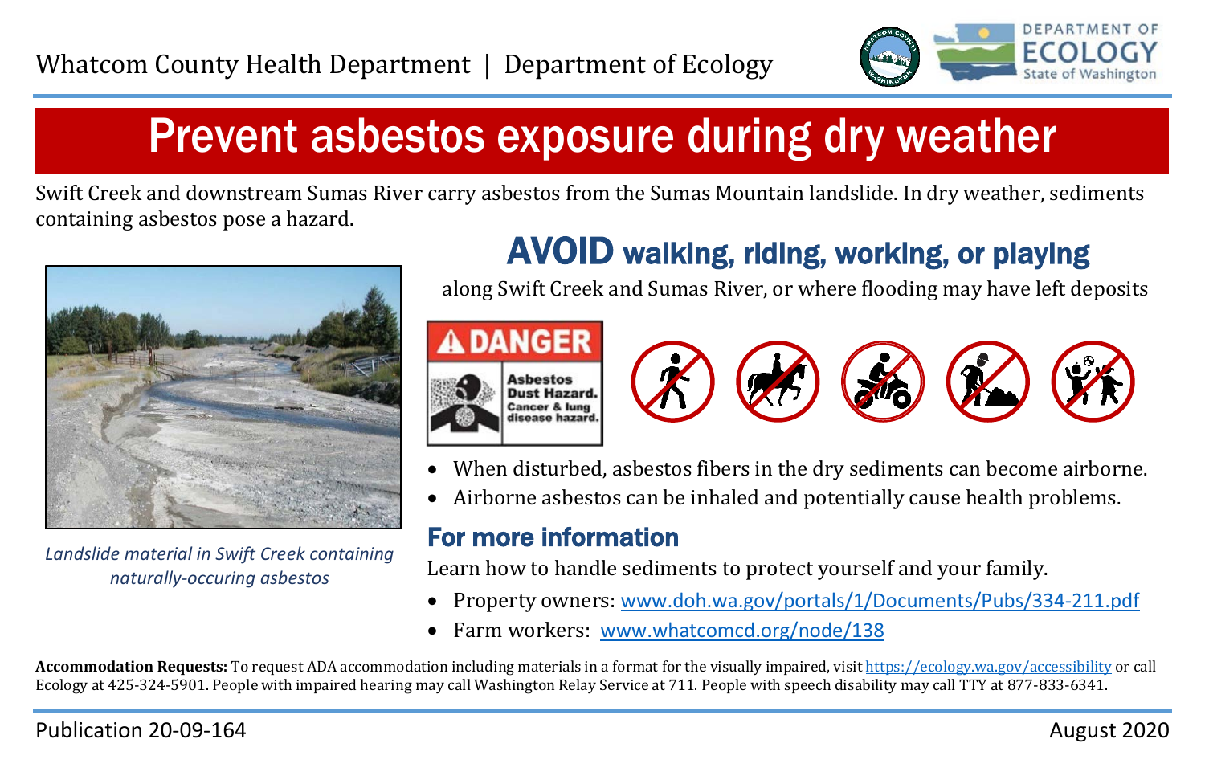Whatcom County Health Department | Department of Ecology

# Prevent asbestos exposure during dry weather

Swift Creek and downstream Sumas River carry asbestos from the Sumas Mountain landslide. In dry weather, sediments containing asbestos pose a hazard.

*Landslide material in Swift Creek containing naturally-occuring asbestos*

## AVOID walking, riding, working, or playing

along Swift Creek and Sumas River, or where flooding may have left deposits

**DANGER**

**Asbestos Dust Hazard. Cancer & lung disease hazard.**

- When disturbed, asbestos fibers in the dry sediments can become airborne.
- Airborne asbestos can be inhaled and potentially cause health problems.

## For more information

Learn how to handle sediments to protect yourself and your family.

- Property owners: www.doh.wa.gov/portals/1/Documents/Pubs/334-211.pdf
- Farm workers: www.whatcomcd.org/node/138

**Accommodation Requests:** To request ADA accommodation including materials in a format for the visually impaired, visit https://ecology.wa.gov/accessibility or call Ecology at 425-324-5901. People with impaired hearing may call Washington Relay Service at 711. People with speech disability may call TTY at 877-833-6341.

Publication 20-09-164

August 2020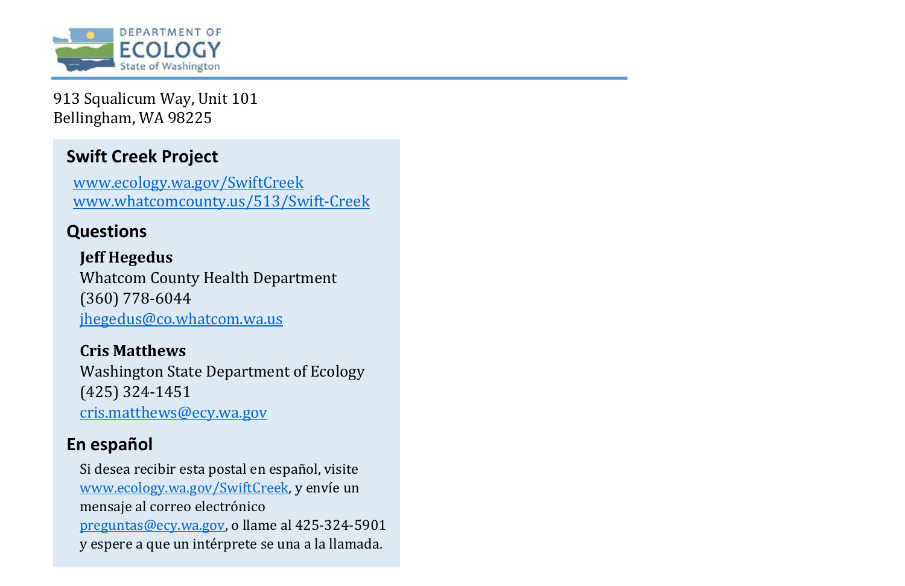DEPARTMENT OF ECOLOGY
State of Washington

913 Squalicum Way, Unit 101
Bellingham, WA 98225

## Swift Creek Project

www.ecology.wa.gov/SwiftCreek
www.whatcomcounty.us/513/Swift-Creek

## Questions

**Jeff Hegedus**
Whatcom County Health Department
(360) 778-6044
jhegedus@co.whatcom.wa.us

**Cris Matthews**
Washington State Department of Ecology
(425) 324-1451
cris.matthews@ecy.wa.gov

## En español

Si desea recibir esta postal en español, visite www.ecology.wa.gov/SwiftCreek, y envíe un mensaje al correo electrónico preguntas@ecy.wa.gov, o llame al 425-324-5901 y espere a que un intérprete se una a la llamada.